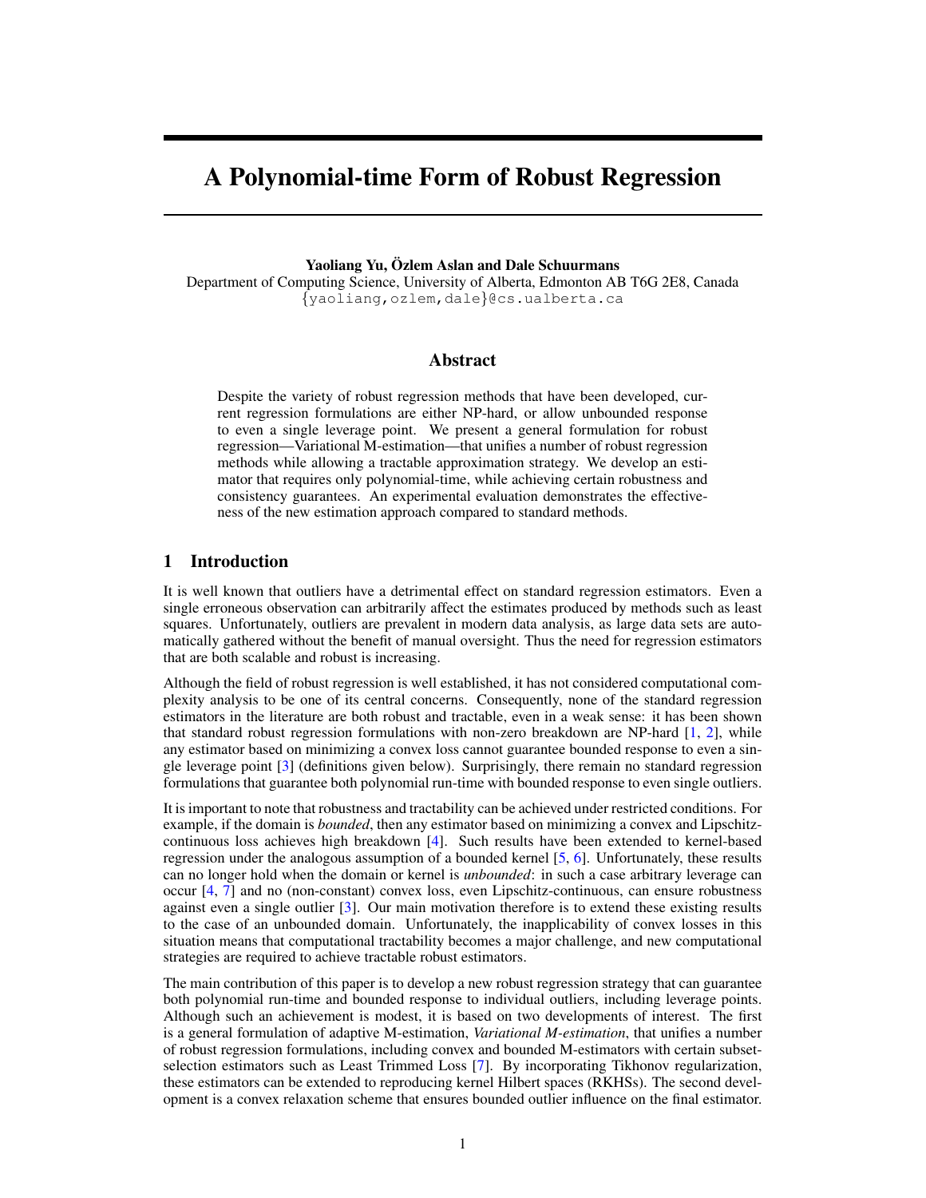# A Polynomial-time Form of Robust Regression

**Yaoliang Yu, Özlem Aslan and Dale Schuurmans**

Department of Computing Science, University of Alberta, Edmonton AB T6G 2E8, Canada

{yaoliang,ozlem,dale}@cs.ualberta.ca

## Abstract

Despite the variety of robust regression methods that have been developed, current regression formulations are either NP-hard, or allow unbounded response to even a single leverage point. We present a general formulation for robust regression—Variational M-estimation—that unifies a number of robust regression methods while allowing a tractable approximation strategy. We develop an estimator that requires only polynomial-time, while achieving certain robustness and consistency guarantees. An experimental evaluation demonstrates the effectiveness of the new estimation approach compared to standard methods.

## 1 Introduction

It is well known that outliers have a detrimental effect on standard regression estimators. Even a single erroneous observation can arbitrarily affect the estimates produced by methods such as least squares. Unfortunately, outliers are prevalent in modern data analysis, as large data sets are automatically gathered without the benefit of manual oversight. Thus the need for regression estimators that are both scalable and robust is increasing.

Although the field of robust regression is well established, it has not considered computational complexity analysis to be one of its central concerns. Consequently, none of the standard regression estimators in the literature are both robust and tractable, even in a weak sense: it has been shown that standard robust regression formulations with non-zero breakdown are NP-hard [1, 2], while any estimator based on minimizing a convex loss cannot guarantee bounded response to even a single leverage point [3] (definitions given below). Surprisingly, there remain no standard regression formulations that guarantee both polynomial run-time with bounded response to even single outliers.

It is important to note that robustness and tractability can be achieved under restricted conditions. For example, if the domain is *bounded*, then any estimator based on minimizing a convex and Lipschitz-continuous loss achieves high breakdown [4]. Such results have been extended to kernel-based regression under the analogous assumption of a bounded kernel [5, 6]. Unfortunately, these results can no longer hold when the domain or kernel is *unbounded*: in such a case arbitrary leverage can occur [4, 7] and no (non-constant) convex loss, even Lipschitz-continuous, can ensure robustness against even a single outlier [3]. Our main motivation therefore is to extend these existing results to the case of an unbounded domain. Unfortunately, the inapplicability of convex losses in this situation means that computational tractability becomes a major challenge, and new computational strategies are required to achieve tractable robust estimators.

The main contribution of this paper is to develop a new robust regression strategy that can guarantee both polynomial run-time and bounded response to individual outliers, including leverage points. Although such an achievement is modest, it is based on two developments of interest. The first is a general formulation of adaptive M-estimation, *Variational M-estimation*, that unifies a number of robust regression formulations, including convex and bounded M-estimators with certain subset-selection estimators such as Least Trimmed Loss [7]. By incorporating Tikhonov regularization, these estimators can be extended to reproducing kernel Hilbert spaces (RKHSs). The second development is a convex relaxation scheme that ensures bounded outlier influence on the final estimator.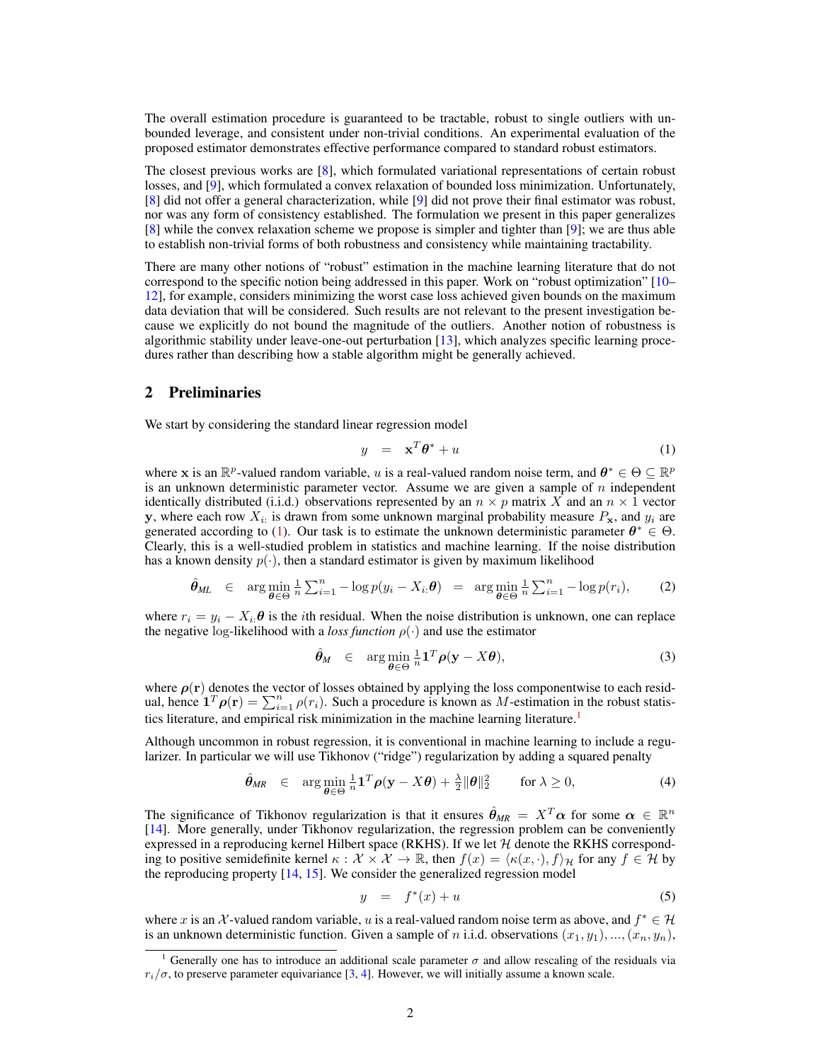The overall estimation procedure is guaranteed to be tractable, robust to single outliers with unbounded leverage, and consistent under non-trivial conditions. An experimental evaluation of the proposed estimator demonstrates effective performance compared to standard robust estimators.

The closest previous works are [8], which formulated variational representations of certain robust losses, and [9], which formulated a convex relaxation of bounded loss minimization. Unfortunately, [8] did not offer a general characterization, while [9] did not prove their final estimator was robust, nor was any form of consistency established. The formulation we present in this paper generalizes [8] while the convex relaxation scheme we propose is simpler and tighter than [9]; we are thus able to establish non-trivial forms of both robustness and consistency while maintaining tractability.

There are many other notions of "robust" estimation in the machine learning literature that do not correspond to the specific notion being addressed in this paper. Work on "robust optimization" [10–12], for example, considers minimizing the worst case loss achieved given bounds on the maximum data deviation that will be considered. Such results are not relevant to the present investigation because we explicitly do not bound the magnitude of the outliers. Another notion of robustness is algorithmic stability under leave-one-out perturbation [13], which analyzes specific learning procedures rather than describing how a stable algorithm might be generally achieved.

## 2 Preliminaries

We start by considering the standard linear regression model

$$y \quad = \quad \mathbf{x}^T \boldsymbol{\theta}^* + u \tag{1}$$

where $\mathbf{x}$ is an $\mathbb{R}^p$-valued random variable, $u$ is a real-valued random noise term, and $\boldsymbol{\theta}^* \in \Theta \subseteq \mathbb{R}^p$ is an unknown deterministic parameter vector. Assume we are given a sample of $n$ independent identically distributed (i.i.d.) observations represented by an $n \times p$ matrix $X$ and an $n \times 1$ vector $\mathbf{y}$, where each row $X_{i:}$ is drawn from some unknown marginal probability measure $P_{\mathbf{x}}$, and $y_i$ are generated according to (1). Our task is to estimate the unknown deterministic parameter $\boldsymbol{\theta}^* \in \Theta$. Clearly, this is a well-studied problem in statistics and machine learning. If the noise distribution has a known density $p(\cdot)$, then a standard estimator is given by maximum likelihood

$$\hat{\boldsymbol{\theta}}_{ML} \quad \in \quad \arg\min_{\boldsymbol{\theta} \in \Theta} \tfrac{1}{n} \textstyle\sum_{i=1}^n -\log p(y_i - X_{i:}\boldsymbol{\theta}) \quad = \quad \arg\min_{\boldsymbol{\theta} \in \Theta} \tfrac{1}{n} \textstyle\sum_{i=1}^n -\log p(r_i), \tag{2}$$

where $r_i = y_i - X_{i:}\boldsymbol{\theta}$ is the $i$th residual. When the noise distribution is unknown, one can replace the negative log-likelihood with a *loss function* $\rho(\cdot)$ and use the estimator

$$\hat{\boldsymbol{\theta}}_{M} \quad \in \quad \arg\min_{\boldsymbol{\theta} \in \Theta} \tfrac{1}{n} \mathbf{1}^T \boldsymbol{\rho}(\mathbf{y} - X\boldsymbol{\theta}), \tag{3}$$

where $\boldsymbol{\rho}(\mathbf{r})$ denotes the vector of losses obtained by applying the loss componentwise to each residual, hence $\mathbf{1}^T\boldsymbol{\rho}(\mathbf{r}) = \sum_{i=1}^n \rho(r_i)$. Such a procedure is known as $M$-estimation in the robust statistics literature, and empirical risk minimization in the machine learning literature.[1]

Although uncommon in robust regression, it is conventional in machine learning to include a regularizer. In particular we will use Tikhonov ("ridge") regularization by adding a squared penalty

$$\hat{\boldsymbol{\theta}}_{MR} \quad \in \quad \arg\min_{\boldsymbol{\theta} \in \Theta} \tfrac{1}{n} \mathbf{1}^T \boldsymbol{\rho}(\mathbf{y} - X\boldsymbol{\theta}) + \tfrac{\lambda}{2}\|\boldsymbol{\theta}\|_2^2 \qquad \text{for } \lambda \geq 0, \tag{4}$$

The significance of Tikhonov regularization is that it ensures $\hat{\boldsymbol{\theta}}_{MR} = X^T\boldsymbol{\alpha}$ for some $\boldsymbol{\alpha} \in \mathbb{R}^n$ [14]. More generally, under Tikhonov regularization, the regression problem can be conveniently expressed in a reproducing kernel Hilbert space (RKHS). If we let $\mathcal{H}$ denote the RKHS corresponding to positive semidefinite kernel $\kappa : \mathcal{X} \times \mathcal{X} \to \mathbb{R}$, then $f(x) = \langle \kappa(x, \cdot), f \rangle_{\mathcal{H}}$ for any $f \in \mathcal{H}$ by the reproducing property [14, 15]. We consider the generalized regression model

$$y \quad = \quad f^*(x) + u \tag{5}$$

where $x$ is an $\mathcal{X}$-valued random variable, $u$ is a real-valued random noise term as above, and $f^* \in \mathcal{H}$ is an unknown deterministic function. Given a sample of $n$ i.i.d. observations $(x_1, y_1), ..., (x_n, y_n)$,

---

[1] Generally one has to introduce an additional scale parameter $\sigma$ and allow rescaling of the residuals via $r_i/\sigma$, to preserve parameter equivariance [3, 4]. However, we will initially assume a known scale.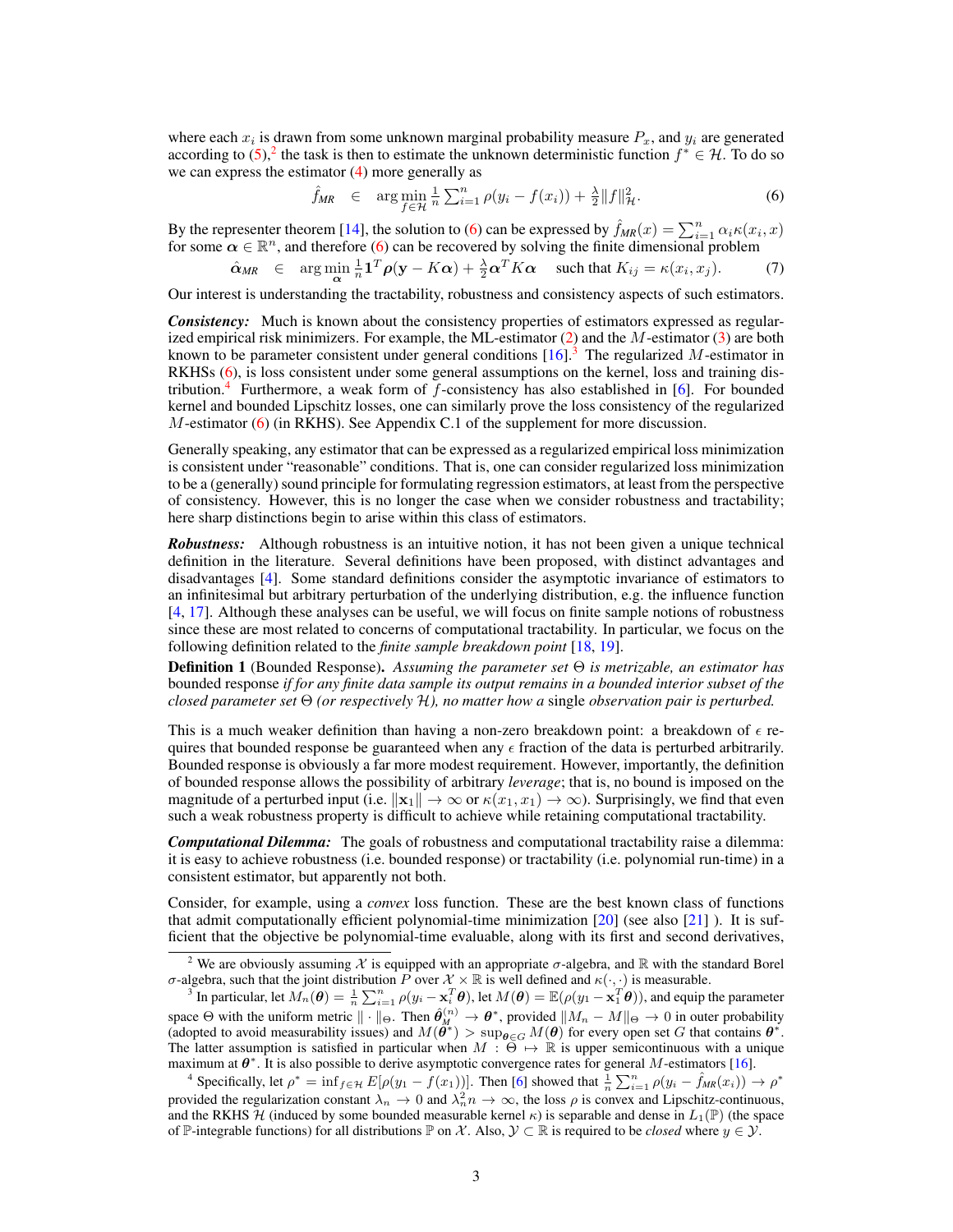where each $x_i$ is drawn from some unknown marginal probability measure $P_x$, and $y_i$ are generated according to (5),[2] the task is then to estimate the unknown deterministic function $f^* \in \mathcal{H}$. To do so we can express the estimator (4) more generally as

$$\hat{f}_{MR} \quad \in \quad \arg\min_{f \in \mathcal{H}} \tfrac{1}{n} \textstyle\sum_{i=1}^{n} \rho(y_i - f(x_i)) + \tfrac{\lambda}{2} \|f\|_{\mathcal{H}}^2. \tag{6}$$

By the representer theorem [14], the solution to (6) can be expressed by $\hat{f}_{MR}(x) = \sum_{i=1}^{n} \alpha_i \kappa(x_i, x)$ for some $\boldsymbol{\alpha} \in \mathbb{R}^n$, and therefore (6) can be recovered by solving the finite dimensional problem

$$\hat{\boldsymbol{\alpha}}_{MR} \quad \in \quad \arg\min_{\boldsymbol{\alpha}} \tfrac{1}{n} \mathbf{1}^T \boldsymbol{\rho}(\mathbf{y} - K\boldsymbol{\alpha}) + \tfrac{\lambda}{2} \boldsymbol{\alpha}^T K \boldsymbol{\alpha} \quad \text{ such that } K_{ij} = \kappa(x_i, x_j). \tag{7}$$

Our interest is understanding the tractability, robustness and consistency aspects of such estimators.

***Consistency:*** Much is known about the consistency properties of estimators expressed as regularized empirical risk minimizers. For example, the ML-estimator (2) and the $M$-estimator (3) are both known to be parameter consistent under general conditions [16].[3] The regularized $M$-estimator in RKHSs (6), is loss consistent under some general assumptions on the kernel, loss and training distribution.[4] Furthermore, a weak form of $f$-consistency has also established in [6]. For bounded kernel and bounded Lipschitz losses, one can similarly prove the loss consistency of the regularized $M$-estimator (6) (in RKHS). See Appendix C.1 of the supplement for more discussion.

Generally speaking, any estimator that can be expressed as a regularized empirical loss minimization is consistent under "reasonable" conditions. That is, one can consider regularized loss minimization to be a (generally) sound principle for formulating regression estimators, at least from the perspective of consistency. However, this is no longer the case when we consider robustness and tractability; here sharp distinctions begin to arise within this class of estimators.

***Robustness:*** Although robustness is an intuitive notion, it has not been given a unique technical definition in the literature. Several definitions have been proposed, with distinct advantages and disadvantages [4]. Some standard definitions consider the asymptotic invariance of estimators to an infinitesimal but arbitrary perturbation of the underlying distribution, e.g. the influence function [4, 17]. Although these analyses can be useful, we will focus on finite sample notions of robustness since these are most related to concerns of computational tractability. In particular, we focus on the following definition related to the *finite sample breakdown point* [18, 19].

**Definition 1** (Bounded Response). *Assuming the parameter set $\Theta$ is metrizable, an estimator has* bounded response *if for any finite data sample its output remains in a bounded interior subset of the closed parameter set $\Theta$ (or respectively $\mathcal{H}$), no matter how a* single *observation pair is perturbed.*

This is a much weaker definition than having a non-zero breakdown point: a breakdown of $\epsilon$ requires that bounded response be guaranteed when any $\epsilon$ fraction of the data is perturbed arbitrarily. Bounded response is obviously a far more modest requirement. However, importantly, the definition of bounded response allows the possibility of arbitrary *leverage*; that is, no bound is imposed on the magnitude of a perturbed input (i.e. $\|\mathbf{x}_1\| \to \infty$ or $\kappa(x_1, x_1) \to \infty$). Surprisingly, we find that even such a weak robustness property is difficult to achieve while retaining computational tractability.

***Computational Dilemma:*** The goals of robustness and computational tractability raise a dilemma: it is easy to achieve robustness (i.e. bounded response) or tractability (i.e. polynomial run-time) in a consistent estimator, but apparently not both.

Consider, for example, using a *convex* loss function. These are the best known class of functions that admit computationally efficient polynomial-time minimization [20] (see also [21] ). It is sufficient that the objective be polynomial-time evaluable, along with its first and second derivatives,

---

[2] We are obviously assuming $\mathcal{X}$ is equipped with an appropriate $\sigma$-algebra, and $\mathbb{R}$ with the standard Borel $\sigma$-algebra, such that the joint distribution $P$ over $\mathcal{X} \times \mathbb{R}$ is well defined and $\kappa(\cdot,\cdot)$ is measurable.

[3] In particular, let $M_n(\boldsymbol{\theta}) = \frac{1}{n}\sum_{i=1}^{n} \rho(y_i - \mathbf{x}_i^T\boldsymbol{\theta})$, let $M(\boldsymbol{\theta}) = \mathbb{E}(\rho(y_1 - \mathbf{x}_1^T\boldsymbol{\theta}))$, and equip the parameter space $\Theta$ with the uniform metric $\|\cdot\|_\Theta$. Then $\hat{\boldsymbol{\theta}}_M^{(n)} \to \boldsymbol{\theta}^*$, provided $\|M_n - M\|_\Theta \to 0$ in outer probability (adopted to avoid measurability issues) and $M(\boldsymbol{\theta}^*) > \sup_{\boldsymbol{\theta} \notin G} M(\boldsymbol{\theta})$ for every open set $G$ that contains $\boldsymbol{\theta}^*$. The latter assumption is satisfied in particular when $M : \Theta \mapsto \mathbb{R}$ is upper semicontinuous with a unique maximum at $\boldsymbol{\theta}^*$. It is also possible to derive asymptotic convergence rates for general $M$-estimators [16].

[4] Specifically, let $\rho^* = \inf_{f \in \mathcal{H}} E[\rho(y_1 - f(x_1))]$. Then [6] showed that $\frac{1}{n}\sum_{i=1}^{n} \rho(y_i - \hat{f}_{MR}(x_i)) \to \rho^*$ provided the regularization constant $\lambda_n \to 0$ and $\lambda_n^2 n \to \infty$, the loss $\rho$ is convex and Lipschitz-continuous, and the RKHS $\mathcal{H}$ (induced by some bounded measurable kernel $\kappa$) is separable and dense in $L_1(\mathbb{P})$ (the space of $\mathbb{P}$-integrable functions) for all distributions $\mathbb{P}$ on $\mathcal{X}$. Also, $\mathcal{Y} \subset \mathbb{R}$ is required to be *closed* where $y \in \mathcal{Y}$.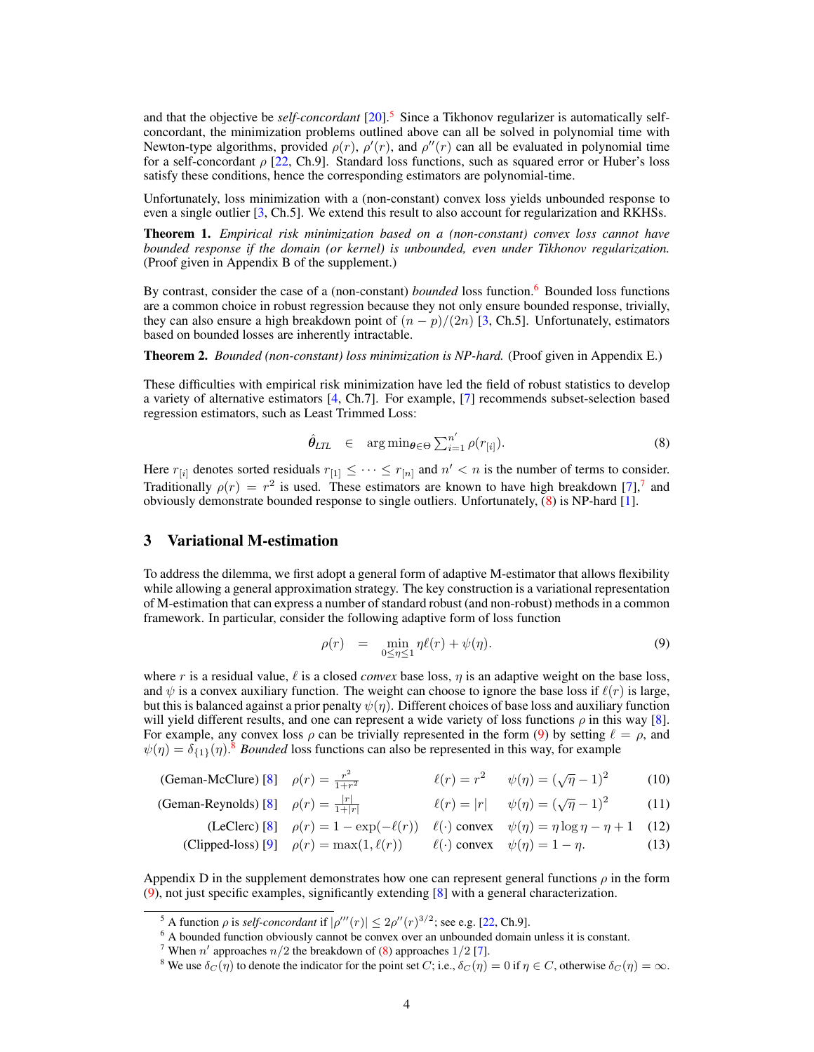and that the objective be *self-concordant* [20].[5] Since a Tikhonov regularizer is automatically self-concordant, the minimization problems outlined above can all be solved in polynomial time with Newton-type algorithms, provided $\rho(r)$, $\rho'(r)$, and $\rho''(r)$ can all be evaluated in polynomial time for a self-concordant $\rho$ [22, Ch.9]. Standard loss functions, such as squared error or Huber's loss satisfy these conditions, hence the corresponding estimators are polynomial-time.

Unfortunately, loss minimization with a (non-constant) convex loss yields unbounded response to even a single outlier [3, Ch.5]. We extend this result to also account for regularization and RKHSs.

**Theorem 1.** *Empirical risk minimization based on a (non-constant) convex loss cannot have bounded response if the domain (or kernel) is unbounded, even under Tikhonov regularization.* (Proof given in Appendix B of the supplement.)

By contrast, consider the case of a (non-constant) *bounded* loss function.[6] Bounded loss functions are a common choice in robust regression because they not only ensure bounded response, trivially, they can also ensure a high breakdown point of $(n-p)/(2n)$ [3, Ch.5]. Unfortunately, estimators based on bounded losses are inherently intractable.

**Theorem 2.** *Bounded (non-constant) loss minimization is NP-hard.* (Proof given in Appendix E.)

These difficulties with empirical risk minimization have led the field of robust statistics to develop a variety of alternative estimators [4, Ch.7]. For example, [7] recommends subset-selection based regression estimators, such as Least Trimmed Loss:

$$\hat{\boldsymbol{\theta}}_{LTL} \quad \in \quad \arg\min_{\boldsymbol{\theta}\in\Theta} \textstyle\sum_{i=1}^{n'} \rho(r_{[i]}). \tag{8}$$

Here $r_{[i]}$ denotes sorted residuals $r_{[1]} \leq \cdots \leq r_{[n]}$ and $n' < n$ is the number of terms to consider. Traditionally $\rho(r) = r^2$ is used. These estimators are known to have high breakdown [7],[7] and obviously demonstrate bounded response to single outliers. Unfortunately, (8) is NP-hard [1].

## 3 Variational M-estimation

To address the dilemma, we first adopt a general form of adaptive M-estimator that allows flexibility while allowing a general approximation strategy. The key construction is a variational representation of M-estimation that can express a number of standard robust (and non-robust) methods in a common framework. In particular, consider the following adaptive form of loss function

$$\rho(r) \quad = \quad \min_{0\leq\eta\leq 1} \eta\ell(r) + \psi(\eta). \tag{9}$$

where $r$ is a residual value, $\ell$ is a closed *convex* base loss, $\eta$ is an adaptive weight on the base loss, and $\psi$ is a convex auxiliary function. The weight can choose to ignore the base loss if $\ell(r)$ is large, but this is balanced against a prior penalty $\psi(\eta)$. Different choices of base loss and auxiliary function will yield different results, and one can represent a wide variety of loss functions $\rho$ in this way [8]. For example, any convex loss $\rho$ can be trivially represented in the form (9) by setting $\ell = \rho$, and $\psi(\eta) = \delta_{\{1\}}(\eta)$.[8] *Bounded* loss functions can also be represented in this way, for example

| | | | | |
|---|---|---|---|---|
| (Geman-McClure) [8] | $\rho(r) = \frac{r^2}{1+r^2}$ | $\ell(r) = r^2$ | $\psi(\eta) = (\sqrt{\eta}-1)^2$ | (10) |
| (Geman-Reynolds) [8] | $\rho(r) = \frac{\lvert r\rvert}{1+\lvert r\rvert}$ | $\ell(r) = \lvert r\rvert$ | $\psi(\eta) = (\sqrt{\eta}-1)^2$ | (11) |
| (LeClerc) [8] | $\rho(r) = 1 - \exp(-\ell(r))$ | $\ell(\cdot)$ convex | $\psi(\eta) = \eta\log\eta - \eta + 1$ | (12) |
| (Clipped-loss) [9] | $\rho(r) = \max(1, \ell(r))$ | $\ell(\cdot)$ convex | $\psi(\eta) = 1 - \eta.$ | (13) |

Appendix D in the supplement demonstrates how one can represent general functions $\rho$ in the form (9), not just specific examples, significantly extending [8] with a general characterization.

---

[5] A function $\rho$ is *self-concordant* if $|\rho'''(r)| \leq 2\rho''(r)^{3/2}$; see e.g. [22, Ch.9].

[6] A bounded function obviously cannot be convex over an unbounded domain unless it is constant.

[7] When $n'$ approaches $n/2$ the breakdown of (8) approaches $1/2$ [7].

[8] We use $\delta_C(\eta)$ to denote the indicator for the point set $C$; i.e., $\delta_C(\eta) = 0$ if $\eta \in C$, otherwise $\delta_C(\eta) = \infty$.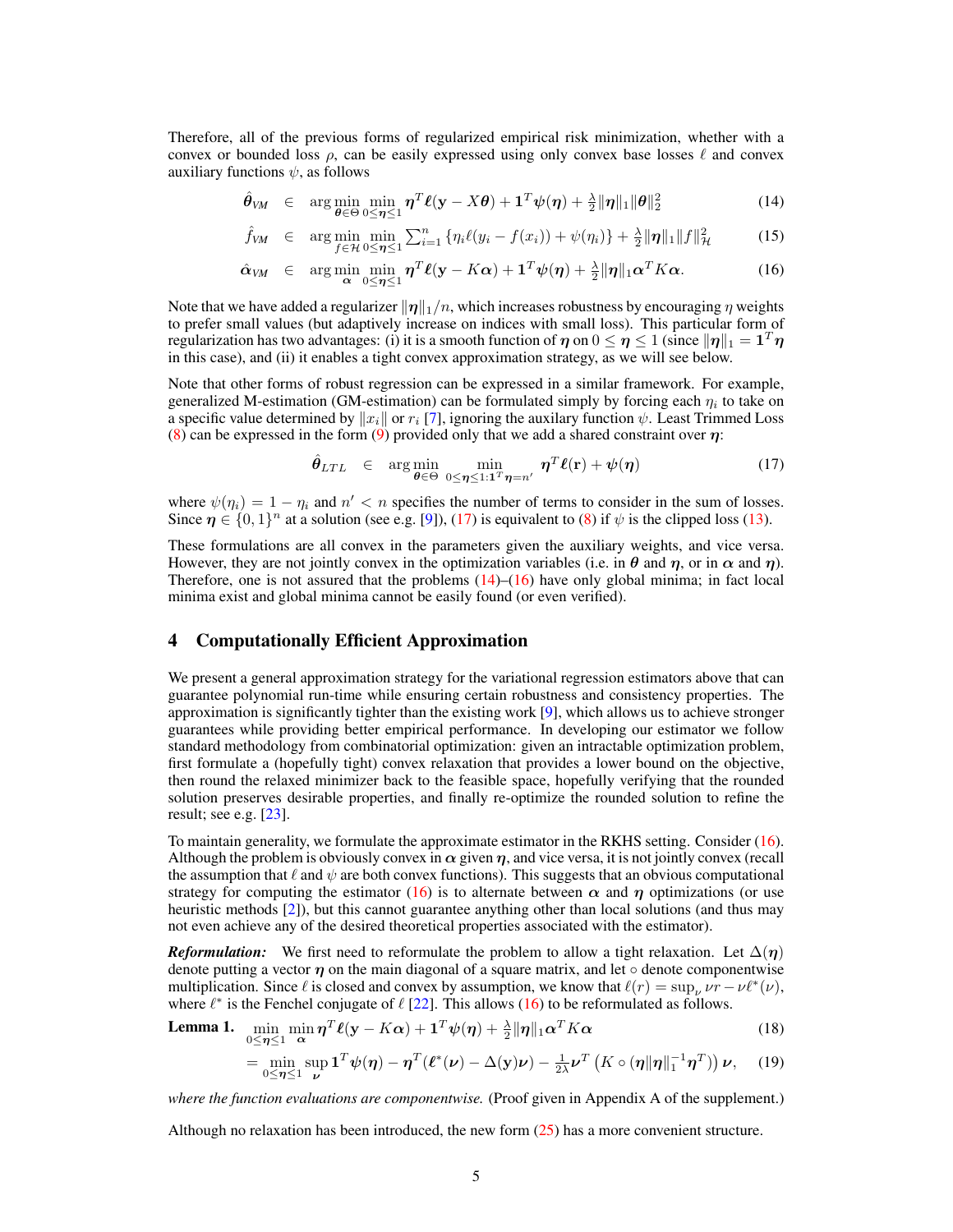Therefore, all of the previous forms of regularized empirical risk minimization, whether with a convex or bounded loss $\rho$, can be easily expressed using only convex base losses $\ell$ and convex auxiliary functions $\psi$, as follows

$$\hat{\boldsymbol{\theta}}_{VM} \in \arg\min_{\boldsymbol{\theta}\in\Theta} \min_{0\leq\boldsymbol{\eta}\leq 1} \boldsymbol{\eta}^T \boldsymbol{\ell}(\mathbf{y} - X\boldsymbol{\theta}) + \mathbf{1}^T \boldsymbol{\psi}(\boldsymbol{\eta}) + \tfrac{\lambda}{2}\|\boldsymbol{\eta}\|_1 \|\boldsymbol{\theta}\|_2^2 \tag{14}$$

$$\hat{f}_{VM} \in \arg\min_{f\in\mathcal{H}} \min_{0\leq\boldsymbol{\eta}\leq 1} \textstyle\sum_{i=1}^n \{\eta_i \ell(y_i - f(x_i)) + \psi(\eta_i)\} + \tfrac{\lambda}{2}\|\boldsymbol{\eta}\|_1 \|f\|_{\mathcal{H}}^2 \tag{15}$$

$$\hat{\boldsymbol{\alpha}}_{VM} \in \arg\min_{\boldsymbol{\alpha}} \min_{0\leq\boldsymbol{\eta}\leq 1} \boldsymbol{\eta}^T \boldsymbol{\ell}(\mathbf{y} - K\boldsymbol{\alpha}) + \mathbf{1}^T \boldsymbol{\psi}(\boldsymbol{\eta}) + \tfrac{\lambda}{2}\|\boldsymbol{\eta}\|_1 \boldsymbol{\alpha}^T K \boldsymbol{\alpha}. \tag{16}$$

Note that we have added a regularizer $\|\boldsymbol{\eta}\|_1/n$, which increases robustness by encouraging $\eta$ weights to prefer small values (but adaptively increase on indices with small loss). This particular form of regularization has two advantages: (i) it is a smooth function of $\boldsymbol{\eta}$ on $0 \leq \boldsymbol{\eta} \leq 1$ (since $\|\boldsymbol{\eta}\|_1 = \mathbf{1}^T\boldsymbol{\eta}$ in this case), and (ii) it enables a tight convex approximation strategy, as we will see below.

Note that other forms of robust regression can be expressed in a similar framework. For example, generalized M-estimation (GM-estimation) can be formulated simply by forcing each $\eta_i$ to take on a specific value determined by $\|x_i\|$ or $r_i$ [7], ignoring the auxilary function $\psi$. Least Trimmed Loss (8) can be expressed in the form (9) provided only that we add a shared constraint over $\boldsymbol{\eta}$:

$$\hat{\boldsymbol{\theta}}_{LTL} \in \arg\min_{\boldsymbol{\theta}\in\Theta} \min_{0\leq\boldsymbol{\eta}\leq 1: \mathbf{1}^T\boldsymbol{\eta}=n'} \boldsymbol{\eta}^T \boldsymbol{\ell}(\mathbf{r}) + \boldsymbol{\psi}(\boldsymbol{\eta}) \tag{17}$$

where $\psi(\eta_i) = 1 - \eta_i$ and $n' < n$ specifies the number of terms to consider in the sum of losses. Since $\boldsymbol{\eta} \in \{0,1\}^n$ at a solution (see e.g. [9]), (17) is equivalent to (8) if $\psi$ is the clipped loss (13).

These formulations are all convex in the parameters given the auxiliary weights, and vice versa. However, they are not jointly convex in the optimization variables (i.e. in $\boldsymbol{\theta}$ and $\boldsymbol{\eta}$, or in $\boldsymbol{\alpha}$ and $\boldsymbol{\eta}$). Therefore, one is not assured that the problems (14)–(16) have only global minima; in fact local minima exist and global minima cannot be easily found (or even verified).

## 4 Computationally Efficient Approximation

We present a general approximation strategy for the variational regression estimators above that can guarantee polynomial run-time while ensuring certain robustness and consistency properties. The approximation is significantly tighter than the existing work [9], which allows us to achieve stronger guarantees while providing better empirical performance. In developing our estimator we follow standard methodology from combinatorial optimization: given an intractable optimization problem, first formulate a (hopefully tight) convex relaxation that provides a lower bound on the objective, then round the relaxed minimizer back to the feasible space, hopefully verifying that the rounded solution preserves desirable properties, and finally re-optimize the rounded solution to refine the result; see e.g. [23].

To maintain generality, we formulate the approximate estimator in the RKHS setting. Consider (16). Although the problem is obviously convex in $\boldsymbol{\alpha}$ given $\boldsymbol{\eta}$, and vice versa, it is not jointly convex (recall the assumption that $\ell$ and $\psi$ are both convex functions). This suggests that an obvious computational strategy for computing the estimator (16) is to alternate between $\boldsymbol{\alpha}$ and $\boldsymbol{\eta}$ optimizations (or use heuristic methods [2]), but this cannot guarantee anything other than local solutions (and thus may not even achieve any of the desired theoretical properties associated with the estimator).

***Reformulation:*** We first need to reformulate the problem to allow a tight relaxation. Let $\Delta(\boldsymbol{\eta})$ denote putting a vector $\boldsymbol{\eta}$ on the main diagonal of a square matrix, and let $\circ$ denote componentwise multiplication. Since $\ell$ is closed and convex by assumption, we know that $\ell(r) = \sup_\nu \nu r - \nu\ell^*(\nu)$, where $\ell^*$ is the Fenchel conjugate of $\ell$ [22]. This allows (16) to be reformulated as follows.

**Lemma 1.**

$$\min_{0\leq\boldsymbol{\eta}\leq 1} \min_{\boldsymbol{\alpha}} \boldsymbol{\eta}^T \boldsymbol{\ell}(\mathbf{y} - K\boldsymbol{\alpha}) + \mathbf{1}^T \boldsymbol{\psi}(\boldsymbol{\eta}) + \tfrac{\lambda}{2}\|\boldsymbol{\eta}\|_1 \boldsymbol{\alpha}^T K \boldsymbol{\alpha} \tag{18}$$

$$= \min_{0\leq\boldsymbol{\eta}\leq 1} \sup_{\boldsymbol{\nu}} \mathbf{1}^T \boldsymbol{\psi}(\boldsymbol{\eta}) - \boldsymbol{\eta}^T(\boldsymbol{\ell}^*(\boldsymbol{\nu}) - \Delta(\mathbf{y})\boldsymbol{\nu}) - \tfrac{1}{2\lambda}\boldsymbol{\nu}^T\left(K \circ (\boldsymbol{\eta}\|\boldsymbol{\eta}\|_1^{-1}\boldsymbol{\eta}^T)\right)\boldsymbol{\nu}, \tag{19}$$

*where the function evaluations are componentwise.* (Proof given in Appendix A of the supplement.)

Although no relaxation has been introduced, the new form (25) has a more convenient structure.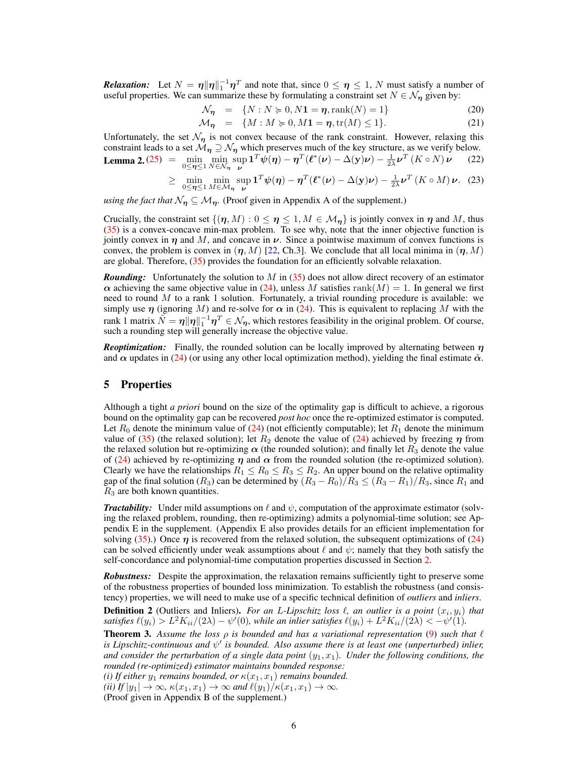***Relaxation:*** Let $N = \boldsymbol{\eta}\|\boldsymbol{\eta}\|_1^{-1}\boldsymbol{\eta}^T$ and note that, since $0 \le \boldsymbol{\eta} \le 1$, $N$ must satisfy a number of useful properties. We can summarize these by formulating a constraint set $N \in \mathcal{N}_{\boldsymbol{\eta}}$ given by:

$$\mathcal{N}_{\boldsymbol{\eta}} = \{N : N \succcurlyeq 0, N\mathbf{1} = \boldsymbol{\eta}, \text{rank}(N) = 1\} \tag{20}$$

$$\mathcal{M}_{\boldsymbol{\eta}} = \{M : M \succcurlyeq 0, M\mathbf{1} = \boldsymbol{\eta}, \text{tr}(M) \le 1\}. \tag{21}$$

Unfortunately, the set $\mathcal{N}_{\boldsymbol{\eta}}$ is not convex because of the rank constraint. However, relaxing this constraint leads to a set $\mathcal{M}_{\boldsymbol{\eta}} \supseteq \mathcal{N}_{\boldsymbol{\eta}}$ which preserves much of the key structure, as we verify below.

**Lemma 2.**

$$(25) = \min_{0 \le \boldsymbol{\eta} \le 1} \min_{N \in \mathcal{N}_{\boldsymbol{\eta}}} \sup_{\boldsymbol{\nu}} \mathbf{1}^T \boldsymbol{\psi}(\boldsymbol{\eta}) - \boldsymbol{\eta}^T(\boldsymbol{\ell}^*(\boldsymbol{\nu}) - \Delta(\mathbf{y})\boldsymbol{\nu}) - \tfrac{1}{2\lambda}\boldsymbol{\nu}^T (K \circ N)\, \boldsymbol{\nu} \tag{22}$$

$$\ge \min_{0 \le \boldsymbol{\eta} \le 1} \min_{M \in \mathcal{M}_{\boldsymbol{\eta}}} \sup_{\boldsymbol{\nu}} \mathbf{1}^T \boldsymbol{\psi}(\boldsymbol{\eta}) - \boldsymbol{\eta}^T(\boldsymbol{\ell}^*(\boldsymbol{\nu}) - \Delta(\mathbf{y})\boldsymbol{\nu}) - \tfrac{1}{2\lambda}\boldsymbol{\nu}^T (K \circ M)\, \boldsymbol{\nu}. \tag{23}$$

*using the fact that* $\mathcal{N}_{\boldsymbol{\eta}} \subseteq \mathcal{M}_{\boldsymbol{\eta}}$. (Proof given in Appendix A of the supplement.)

Crucially, the constraint set $\{(\boldsymbol{\eta}, M) : 0 \le \boldsymbol{\eta} \le 1, M \in \mathcal{M}_{\boldsymbol{\eta}}\}$ is jointly convex in $\boldsymbol{\eta}$ and $M$, thus (35) is a convex-concave min-max problem. To see why, note that the inner objective function is jointly convex in $\boldsymbol{\eta}$ and $M$, and concave in $\boldsymbol{\nu}$. Since a pointwise maximum of convex functions is convex, the problem is convex in $(\boldsymbol{\eta}, M)$ [22, Ch.3]. We conclude that all local minima in $(\boldsymbol{\eta}, M)$ are global. Therefore, (35) provides the foundation for an efficiently solvable relaxation.

***Rounding:*** Unfortunately the solution to $M$ in (35) does not allow direct recovery of an estimator $\boldsymbol{\alpha}$ achieving the same objective value in (24), unless $M$ satisfies $\text{rank}(M) = 1$. In general we first need to round $M$ to a rank 1 solution. Fortunately, a trivial rounding procedure is available: we simply use $\boldsymbol{\eta}$ (ignoring $M$) and re-solve for $\boldsymbol{\alpha}$ in (24). This is equivalent to replacing $M$ with the rank 1 matrix $\tilde{N} = \boldsymbol{\eta}\|\boldsymbol{\eta}\|_1^{-1}\boldsymbol{\eta}^T \in \mathcal{N}_{\boldsymbol{\eta}}$, which restores feasibility in the original problem. Of course, such a rounding step will generally increase the objective value.

***Reoptimization:*** Finally, the rounded solution can be locally improved by alternating between $\boldsymbol{\eta}$ and $\boldsymbol{\alpha}$ updates in (24) (or using any other local optimization method), yielding the final estimate $\tilde{\boldsymbol{\alpha}}$.

## 5 Properties

Although a tight *a priori* bound on the size of the optimality gap is difficult to achieve, a rigorous bound on the optimality gap can be recovered *post hoc* once the re-optimized estimator is computed. Let $R_0$ denote the minimum value of (24) (not efficiently computable); let $R_1$ denote the minimum value of (35) (the relaxed solution); let $R_2$ denote the value of (24) achieved by freezing $\boldsymbol{\eta}$ from the relaxed solution but re-optimizing $\boldsymbol{\alpha}$ (the rounded solution); and finally let $R_3$ denote the value of (24) achieved by re-optimizing $\boldsymbol{\eta}$ and $\boldsymbol{\alpha}$ from the rounded solution (the re-optimized solution). Clearly we have the relationships $R_1 \le R_0 \le R_3 \le R_2$. An upper bound on the relative optimality gap of the final solution ($R_3$) can be determined by $(R_3 - R_0)/R_3 \le (R_3 - R_1)/R_3$, since $R_1$ and $R_3$ are both known quantities.

***Tractability:*** Under mild assumptions on $\ell$ and $\psi$, computation of the approximate estimator (solving the relaxed problem, rounding, then re-optimizing) admits a polynomial-time solution; see Appendix E in the supplement. (Appendix E also provides details for an efficient implementation for solving (35).) Once $\boldsymbol{\eta}$ is recovered from the relaxed solution, the subsequent optimizations of (24) can be solved efficiently under weak assumptions about $\ell$ and $\psi$; namely that they both satisfy the self-concordance and polynomial-time computation properties discussed in Section 2.

***Robustness:*** Despite the approximation, the relaxation remains sufficiently tight to preserve some of the robustness properties of bounded loss minimization. To establish the robustness (and consistency) properties, we will need to make use of a specific technical definition of *outliers* and *inliers*.

**Definition 2** (Outliers and Inliers)**.** *For an $L$-Lipschitz loss $\ell$, an outlier is a point $(x_i, y_i)$ that satisfies $\ell(y_i) > L^2 K_{ii}/(2\lambda) - \psi'(0)$, while an inlier satisfies $\ell(y_i) + L^2 K_{ii}/(2\lambda) < -\psi'(1)$.*

**Theorem 3.** *Assume the loss $\rho$ is bounded and has a variational representation (9) such that $\ell$ is Lipschitz-continuous and $\psi'$ is bounded. Also assume there is at least one (unperturbed) inlier, and consider the perturbation of a single data point $(y_1, x_1)$. Under the following conditions, the rounded (re-optimized) estimator maintains bounded response:*
*(i) If either $y_1$ remains bounded, or $\kappa(x_1, x_1)$ remains bounded.*
*(ii) If $|y_1| \to \infty$, $\kappa(x_1, x_1) \to \infty$ and $\ell(y_1)/\kappa(x_1, x_1) \to \infty$.*
(Proof given in Appendix B of the supplement.)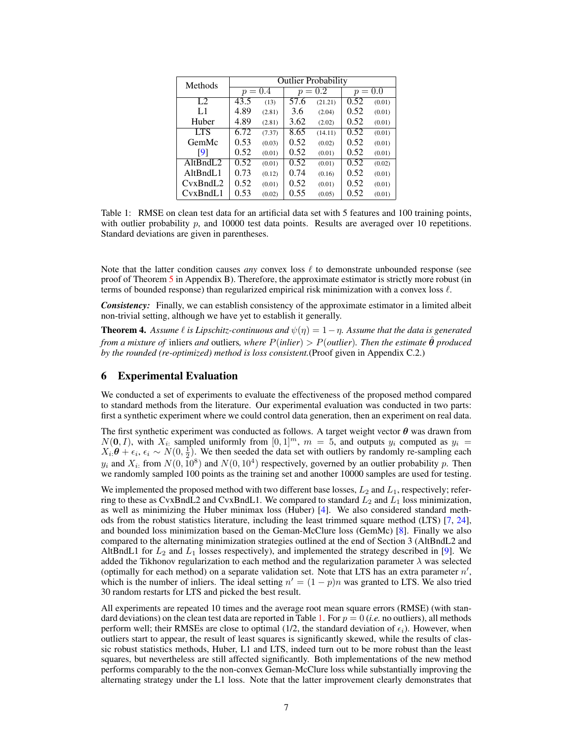| Methods | Outlier Probability | | | | | |
|---|---|---|---|---|---|---|
| | $p = 0.4$ | | $p = 0.2$ | | $p = 0.0$ | |
| L2 | 43.5 | (13) | 57.6 | (21.21) | 0.52 | (0.01) |
| L1 | 4.89 | (2.81) | 3.6 | (2.04) | 0.52 | (0.01) |
| Huber | 4.89 | (2.81) | 3.62 | (2.02) | 0.52 | (0.01) |
| LTS | 6.72 | (7.37) | 8.65 | (14.11) | 0.52 | (0.01) |
| GemMc | 0.53 | (0.03) | 0.52 | (0.02) | 0.52 | (0.01) |
| [9] | 0.52 | (0.01) | 0.52 | (0.01) | 0.52 | (0.01) |
| AltBndL2 | 0.52 | (0.01) | 0.52 | (0.01) | 0.52 | (0.02) |
| AltBndL1 | 0.73 | (0.12) | 0.74 | (0.16) | 0.52 | (0.01) |
| CvxBndL2 | 0.52 | (0.01) | 0.52 | (0.01) | 0.52 | (0.01) |
| CvxBndL1 | 0.53 | (0.02) | 0.55 | (0.05) | 0.52 | (0.01) |

Table 1: RMSE on clean test data for an artificial data set with 5 features and 100 training points, with outlier probability $p$, and 10000 test data points. Results are averaged over 10 repetitions. Standard deviations are given in parentheses.

Note that the latter condition causes *any* convex loss $\ell$ to demonstrate unbounded response (see proof of Theorem 5 in Appendix B). Therefore, the approximate estimator is strictly more robust (in terms of bounded response) than regularized empirical risk minimization with a convex loss $\ell$.

***Consistency:*** Finally, we can establish consistency of the approximate estimator in a limited albeit non-trivial setting, although we have yet to establish it generally.

**Theorem 4.** *Assume $\ell$ is Lipschitz-continuous and $\psi(\eta) = 1 - \eta$. Assume that the data is generated from a mixture of* inliers *and* outliers*, where $P(inlier) > P(outlier)$. Then the estimate $\hat{\boldsymbol{\theta}}$ produced by the rounded (re-optimized) method is loss consistent.*(Proof given in Appendix C.2.)

## 6 Experimental Evaluation

We conducted a set of experiments to evaluate the effectiveness of the proposed method compared to standard methods from the literature. Our experimental evaluation was conducted in two parts: first a synthetic experiment where we could control data generation, then an experiment on real data.

The first synthetic experiment was conducted as follows. A target weight vector $\boldsymbol{\theta}$ was drawn from $N(\mathbf{0}, I)$, with $X_{i:}$ sampled uniformly from $[0, 1]^m$, $m = 5$, and outputs $y_i$ computed as $y_i = X_{i:}\boldsymbol{\theta} + \epsilon_i$, $\epsilon_i \sim N(0, \frac{1}{2})$. We then seeded the data set with outliers by randomly re-sampling each $y_i$ and $X_{i:}$ from $N(0, 10^8)$ and $N(0, 10^4)$ respectively, governed by an outlier probability $p$. Then we randomly sampled 100 points as the training set and another 10000 samples are used for testing.

We implemented the proposed method with two different base losses, $L_2$ and $L_1$, respectively; referring to these as CvxBndL2 and CvxBndL1. We compared to standard $L_2$ and $L_1$ loss minimization, as well as minimizing the Huber minimax loss (Huber) [4]. We also considered standard methods from the robust statistics literature, including the least trimmed square method (LTS) [7, 24], and bounded loss minimization based on the Geman-McClure loss (GemMc) [8]. Finally we also compared to the alternating minimization strategies outlined at the end of Section 3 (AltBndL2 and AltBndL1 for $L_2$ and $L_1$ losses respectively), and implemented the strategy described in [9]. We added the Tikhonov regularization to each method and the regularization parameter $\lambda$ was selected (optimally for each method) on a separate validation set. Note that LTS has an extra parameter $n'$, which is the number of inliers. The ideal setting $n' = (1 - p)n$ was granted to LTS. We also tried 30 random restarts for LTS and picked the best result.

All experiments are repeated 10 times and the average root mean square errors (RMSE) (with standard deviations) on the clean test data are reported in Table 1. For $p = 0$ (*i.e.* no outliers), all methods perform well; their RMSEs are close to optimal (1/2, the standard deviation of $\epsilon_i$). However, when outliers start to appear, the result of least squares is significantly skewed, while the results of classic robust statistics methods, Huber, L1 and LTS, indeed turn out to be more robust than the least squares, but nevertheless are still affected significantly. Both implementations of the new method performs comparably to the the non-convex Geman-McClure loss while substantially improving the alternating strategy under the L1 loss. Note that the latter improvement clearly demonstrates that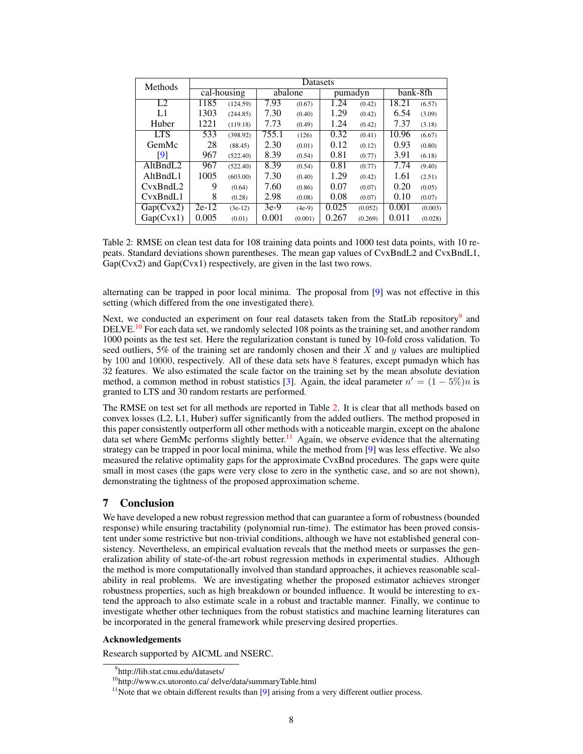| Methods | Datasets | | | | | | | |
|---|---|---|---|---|---|---|---|---|
| | cal-housing | | abalone | | pumadyn | | bank-8fh | |
| L2 | 1185 | (124.59) | 7.93 | (0.67) | 1.24 | (0.42) | 18.21 | (6.57) |
| L1 | 1303 | (244.85) | 7.30 | (0.40) | 1.29 | (0.42) | 6.54 | (3.09) |
| Huber | 1221 | (119.18) | 7.73 | (0.49) | 1.24 | (0.42) | 7.37 | (3.18) |
| LTS | 533 | (398.92) | 755.1 | (126) | 0.32 | (0.41) | 10.96 | (6.67) |
| GemMc | 28 | (88.45) | 2.30 | (0.01) | 0.12 | (0.12) | 0.93 | (0.80) |
| [9] | 967 | (522.40) | 8.39 | (0.54) | 0.81 | (0.77) | 3.91 | (6.18) |
| AltBndL2 | 967 | (522.40) | 8.39 | (0.54) | 0.81 | (0.77) | 7.74 | (9.40) |
| AltBndL1 | 1005 | (603.00) | 7.30 | (0.40) | 1.29 | (0.42) | 1.61 | (2.51) |
| CvxBndL2 | 9 | (0.64) | 7.60 | (0.86) | 0.07 | (0.07) | 0.20 | (0.05) |
| CvxBndL1 | 8 | (0.28) | 2.98 | (0.08) | 0.08 | (0.07) | 0.10 | (0.07) |
| Gap(Cvx2) | 2e-12 | (3e-12) | 3e-9 | (4e-9) | 0.025 | (0.052) | 0.001 | (0.003) |
| Gap(Cvx1) | 0.005 | (0.01) | 0.001 | (0.001) | 0.267 | (0.269) | 0.011 | (0.028) |

Table 2: RMSE on clean test data for 108 training data points and 1000 test data points, with 10 repeats. Standard deviations shown parentheses. The mean gap values of CvxBndL2 and CvxBndL1, Gap(Cvx2) and Gap(Cvx1) respectively, are given in the last two rows.

alternating can be trapped in poor local minima. The proposal from [9] was not effective in this setting (which differed from the one investigated there).

Next, we conducted an experiment on four real datasets taken from the StatLib repository[9] and DELVE.[10] For each data set, we randomly selected 108 points as the training set, and another random 1000 points as the test set. Here the regularization constant is tuned by 10-fold cross validation. To seed outliers, 5% of the training set are randomly chosen and their $X$ and $y$ values are multiplied by 100 and 10000, respectively. All of these data sets have 8 features, except pumadyn which has 32 features. We also estimated the scale factor on the training set by the mean absolute deviation method, a common method in robust statistics [3]. Again, the ideal parameter $n' = (1 - 5\%)n$ is granted to LTS and 30 random restarts are performed.

The RMSE on test set for all methods are reported in Table 2. It is clear that all methods based on convex losses (L2, L1, Huber) suffer significantly from the added outliers. The method proposed in this paper consistently outperform all other methods with a noticeable margin, except on the abalone data set where GemMc performs slightly better.[11] Again, we observe evidence that the alternating strategy can be trapped in poor local minima, while the method from [9] was less effective. We also measured the relative optimality gaps for the approximate CvxBnd procedures. The gaps were quite small in most cases (the gaps were very close to zero in the synthetic case, and so are not shown), demonstrating the tightness of the proposed approximation scheme.

## 7 Conclusion

We have developed a new robust regression method that can guarantee a form of robustness (bounded response) while ensuring tractability (polynomial run-time). The estimator has been proved consistent under some restrictive but non-trivial conditions, although we have not established general consistency. Nevertheless, an empirical evaluation reveals that the method meets or surpasses the generalization ability of state-of-the-art robust regression methods in experimental studies. Although the method is more computationally involved than standard approaches, it achieves reasonable scalability in real problems. We are investigating whether the proposed estimator achieves stronger robustness properties, such as high breakdown or bounded influence. It would be interesting to extend the approach to also estimate scale in a robust and tractable manner. Finally, we continue to investigate whether other techniques from the robust statistics and machine learning literatures can be incorporated in the general framework while preserving desired properties.

### Acknowledgements

Research supported by AICML and NSERC.

[9] http://lib.stat.cmu.edu/datasets/

[10] http://www.cs.utoronto.ca/ delve/data/summaryTable.html

[11] Note that we obtain different results than [9] arising from a very different outlier process.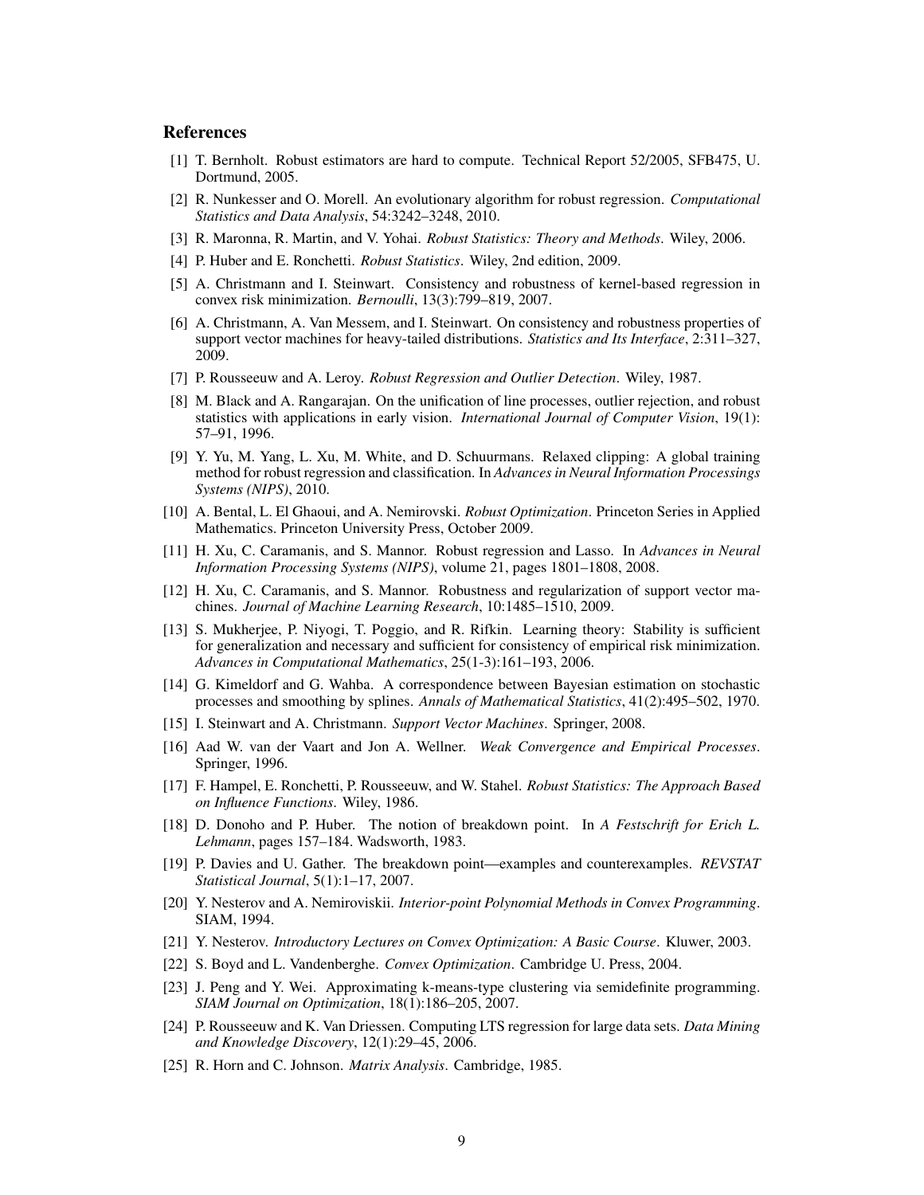## References

[1] T. Bernholt. Robust estimators are hard to compute. Technical Report 52/2005, SFB475, U. Dortmund, 2005.

[2] R. Nunkesser and O. Morell. An evolutionary algorithm for robust regression. *Computational Statistics and Data Analysis*, 54:3242–3248, 2010.

[3] R. Maronna, R. Martin, and V. Yohai. *Robust Statistics: Theory and Methods*. Wiley, 2006.

[4] P. Huber and E. Ronchetti. *Robust Statistics*. Wiley, 2nd edition, 2009.

[5] A. Christmann and I. Steinwart. Consistency and robustness of kernel-based regression in convex risk minimization. *Bernoulli*, 13(3):799–819, 2007.

[6] A. Christmann, A. Van Messem, and I. Steinwart. On consistency and robustness properties of support vector machines for heavy-tailed distributions. *Statistics and Its Interface*, 2:311–327, 2009.

[7] P. Rousseeuw and A. Leroy. *Robust Regression and Outlier Detection*. Wiley, 1987.

[8] M. Black and A. Rangarajan. On the unification of line processes, outlier rejection, and robust statistics with applications in early vision. *International Journal of Computer Vision*, 19(1): 57–91, 1996.

[9] Y. Yu, M. Yang, L. Xu, M. White, and D. Schuurmans. Relaxed clipping: A global training method for robust regression and classification. In *Advances in Neural Information Processings Systems (NIPS)*, 2010.

[10] A. Bental, L. El Ghaoui, and A. Nemirovski. *Robust Optimization*. Princeton Series in Applied Mathematics. Princeton University Press, October 2009.

[11] H. Xu, C. Caramanis, and S. Mannor. Robust regression and Lasso. In *Advances in Neural Information Processing Systems (NIPS)*, volume 21, pages 1801–1808, 2008.

[12] H. Xu, C. Caramanis, and S. Mannor. Robustness and regularization of support vector machines. *Journal of Machine Learning Research*, 10:1485–1510, 2009.

[13] S. Mukherjee, P. Niyogi, T. Poggio, and R. Rifkin. Learning theory: Stability is sufficient for generalization and necessary and sufficient for consistency of empirical risk minimization. *Advances in Computational Mathematics*, 25(1-3):161–193, 2006.

[14] G. Kimeldorf and G. Wahba. A correspondence between Bayesian estimation on stochastic processes and smoothing by splines. *Annals of Mathematical Statistics*, 41(2):495–502, 1970.

[15] I. Steinwart and A. Christmann. *Support Vector Machines*. Springer, 2008.

[16] Aad W. van der Vaart and Jon A. Wellner. *Weak Convergence and Empirical Processes*. Springer, 1996.

[17] F. Hampel, E. Ronchetti, P. Rousseeuw, and W. Stahel. *Robust Statistics: The Approach Based on Influence Functions*. Wiley, 1986.

[18] D. Donoho and P. Huber. The notion of breakdown point. In *A Festschrift for Erich L. Lehmann*, pages 157–184. Wadsworth, 1983.

[19] P. Davies and U. Gather. The breakdown point—examples and counterexamples. *REVSTAT Statistical Journal*, 5(1):1–17, 2007.

[20] Y. Nesterov and A. Nemiroviskii. *Interior-point Polynomial Methods in Convex Programming*. SIAM, 1994.

[21] Y. Nesterov. *Introductory Lectures on Convex Optimization: A Basic Course*. Kluwer, 2003.

[22] S. Boyd and L. Vandenberghe. *Convex Optimization*. Cambridge U. Press, 2004.

[23] J. Peng and Y. Wei. Approximating k-means-type clustering via semidefinite programming. *SIAM Journal on Optimization*, 18(1):186–205, 2007.

[24] P. Rousseeuw and K. Van Driessen. Computing LTS regression for large data sets. *Data Mining and Knowledge Discovery*, 12(1):29–45, 2006.

[25] R. Horn and C. Johnson. *Matrix Analysis*. Cambridge, 1985.